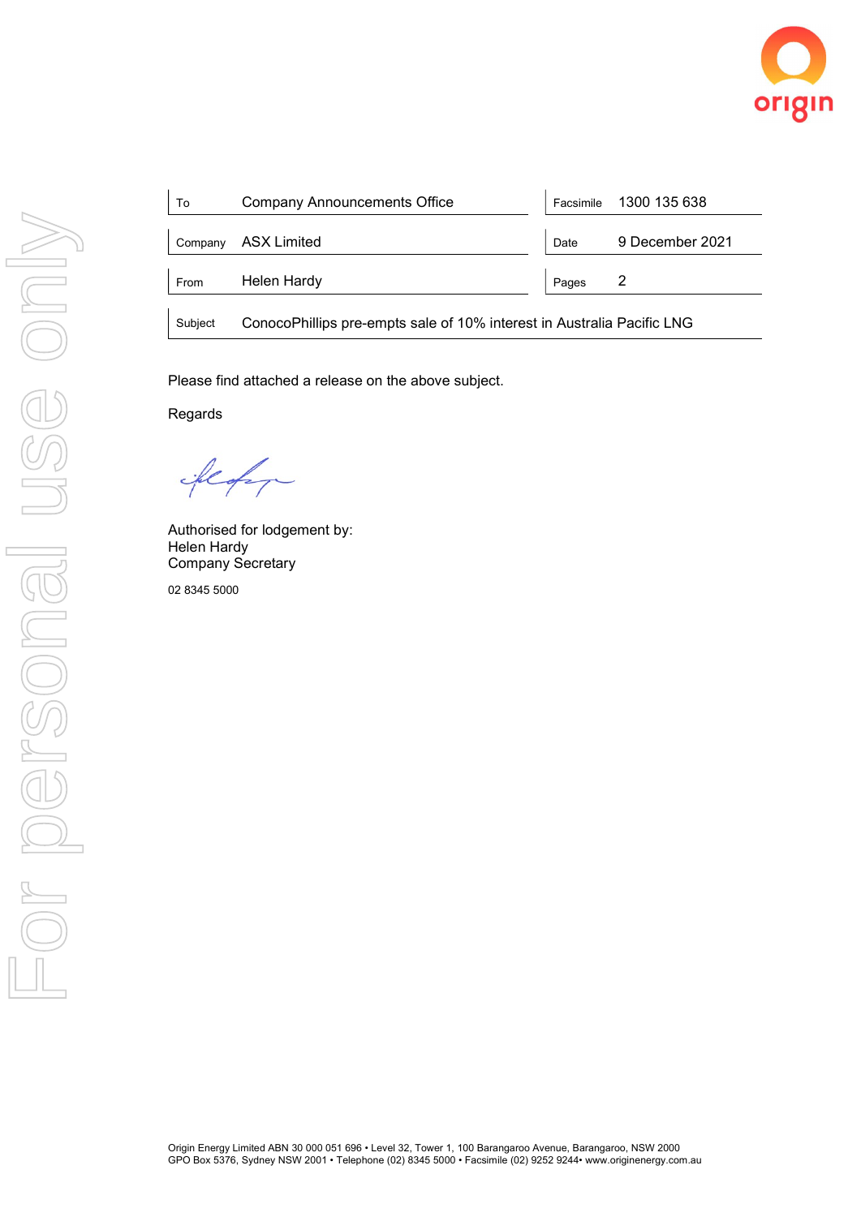| To | Company Announcements Office | Facsimile | 1300 135 638 |
|---|---|---|---|
| Company | ASX Limited | Date | 9 December 2021 |
| From | Helen Hardy | Pages | 2 |
| Subject | ConocoPhillips pre-empts sale of 10% interest in Australia Pacific LNG | | |

Please find attached a release on the above subject.

Regards

Authorised for lodgement by:
Helen Hardy
Company Secretary

02 8345 5000

Origin Energy Limited ABN 30 000 051 696 • Level 32, Tower 1, 100 Barangaroo Avenue, Barangaroo, NSW 2000
GPO Box 5376, Sydney NSW 2001 • Telephone (02) 8345 5000 • Facsimile (02) 9252 9244• www.originenergy.com.au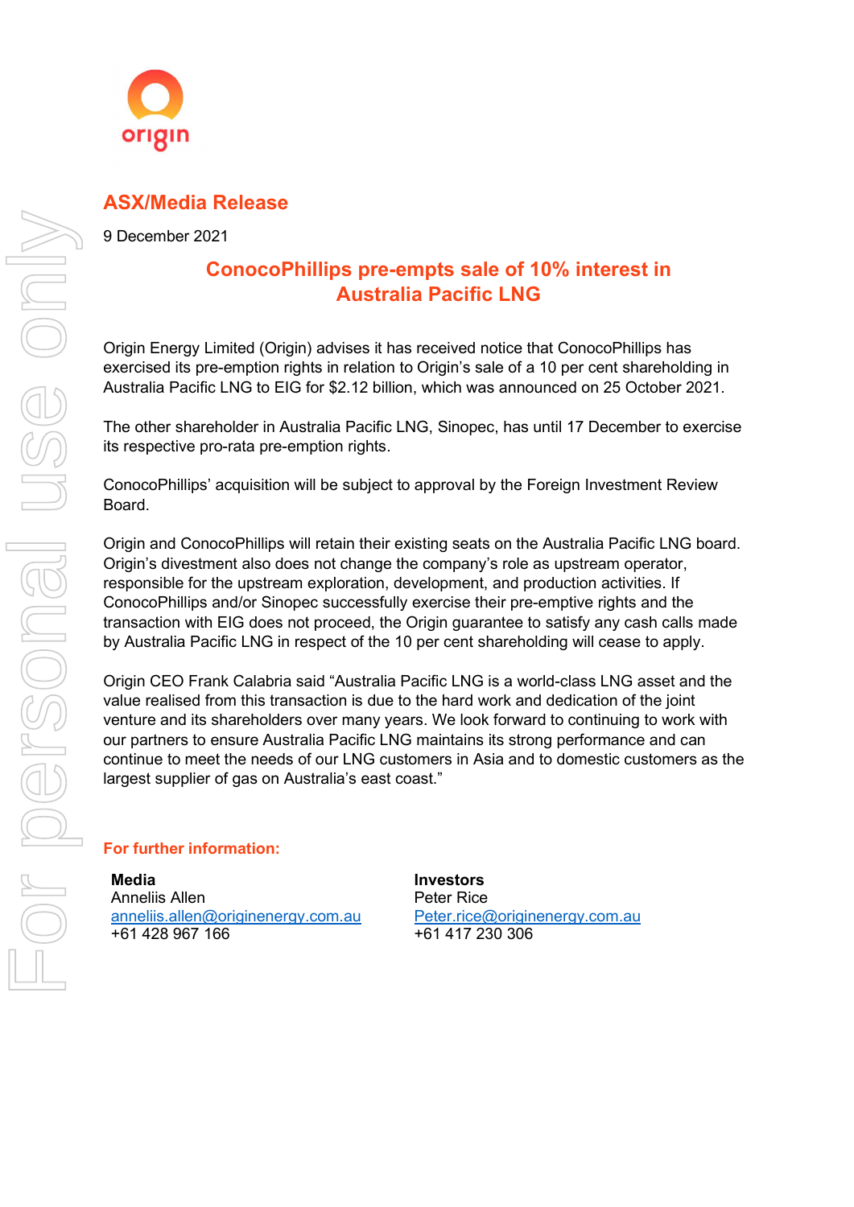## ASX/Media Release

9 December 2021

# ConocoPhillips pre-empts sale of 10% interest in Australia Pacific LNG

Origin Energy Limited (Origin) advises it has received notice that ConocoPhillips has exercised its pre-emption rights in relation to Origin's sale of a 10 per cent shareholding in Australia Pacific LNG to EIG for $2.12 billion, which was announced on 25 October 2021.

The other shareholder in Australia Pacific LNG, Sinopec, has until 17 December to exercise its respective pro-rata pre-emption rights.

ConocoPhillips' acquisition will be subject to approval by the Foreign Investment Review Board.

Origin and ConocoPhillips will retain their existing seats on the Australia Pacific LNG board. Origin's divestment also does not change the company's role as upstream operator, responsible for the upstream exploration, development, and production activities. If ConocoPhillips and/or Sinopec successfully exercise their pre-emptive rights and the transaction with EIG does not proceed, the Origin guarantee to satisfy any cash calls made by Australia Pacific LNG in respect of the 10 per cent shareholding will cease to apply.

Origin CEO Frank Calabria said "Australia Pacific LNG is a world-class LNG asset and the value realised from this transaction is due to the hard work and dedication of the joint venture and its shareholders over many years. We look forward to continuing to work with our partners to ensure Australia Pacific LNG maintains its strong performance and can continue to meet the needs of our LNG customers in Asia and to domestic customers as the largest supplier of gas on Australia's east coast."

### For further information:

**Media**
Anneliis Allen
anneliis.allen@originenergy.com.au
+61 428 967 166

**Investors**
Peter Rice
Peter.rice@originenergy.com.au
+61 417 230 306